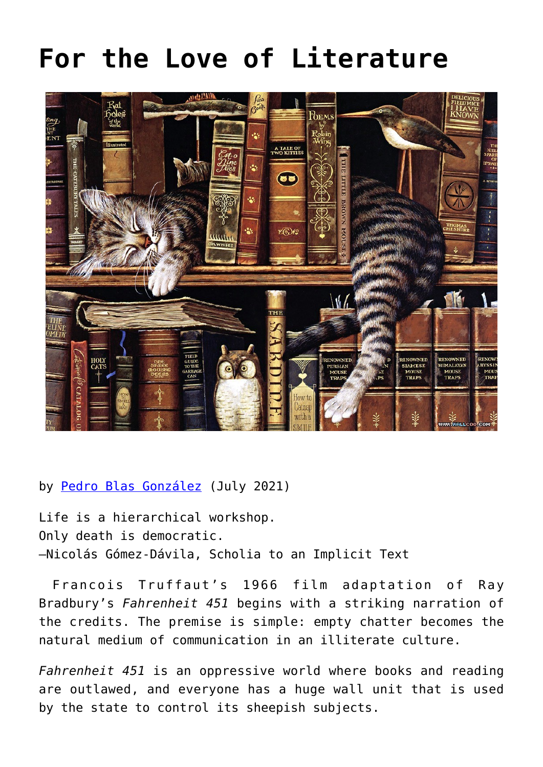# For the Love of Literature

by [Pedro Blas González](#) (July 2021)

Life is a hierarchical workshop.
Only death is democratic.
—Nicolás Gómez-Dávila, Scholia to an Implicit Text

Francois Truffaut's 1966 film adaptation of Ray Bradbury's *Fahrenheit 451* begins with a striking narration of the credits. The premise is simple: empty chatter becomes the natural medium of communication in an illiterate culture.

*Fahrenheit 451* is an oppressive world where books and reading are outlawed, and everyone has a huge wall unit that is used by the state to control its sheepish subjects.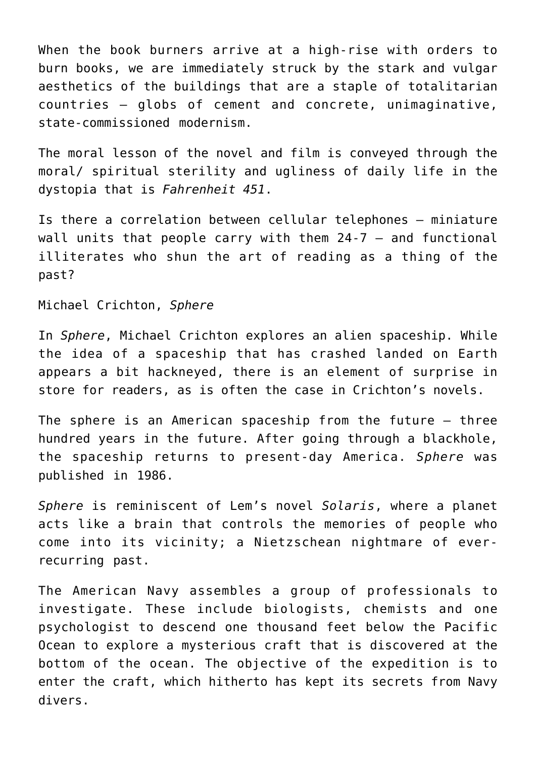When the book burners arrive at a high-rise with orders to burn books, we are immediately struck by the stark and vulgar aesthetics of the buildings that are a staple of totalitarian countries – globs of cement and concrete, unimaginative, state-commissioned modernism.

The moral lesson of the novel and film is conveyed through the moral/ spiritual sterility and ugliness of daily life in the dystopia that is *Fahrenheit 451*.

Is there a correlation between cellular telephones – miniature wall units that people carry with them 24-7 – and functional illiterates who shun the art of reading as a thing of the past?

Michael Crichton, *Sphere*

In *Sphere*, Michael Crichton explores an alien spaceship. While the idea of a spaceship that has crashed landed on Earth appears a bit hackneyed, there is an element of surprise in store for readers, as is often the case in Crichton's novels.

The sphere is an American spaceship from the future – three hundred years in the future. After going through a blackhole, the spaceship returns to present-day America. *Sphere* was published in 1986.

*Sphere* is reminiscent of Lem's novel *Solaris*, where a planet acts like a brain that controls the memories of people who come into its vicinity; a Nietzschean nightmare of ever-recurring past.

The American Navy assembles a group of professionals to investigate. These include biologists, chemists and one psychologist to descend one thousand feet below the Pacific Ocean to explore a mysterious craft that is discovered at the bottom of the ocean. The objective of the expedition is to enter the craft, which hitherto has kept its secrets from Navy divers.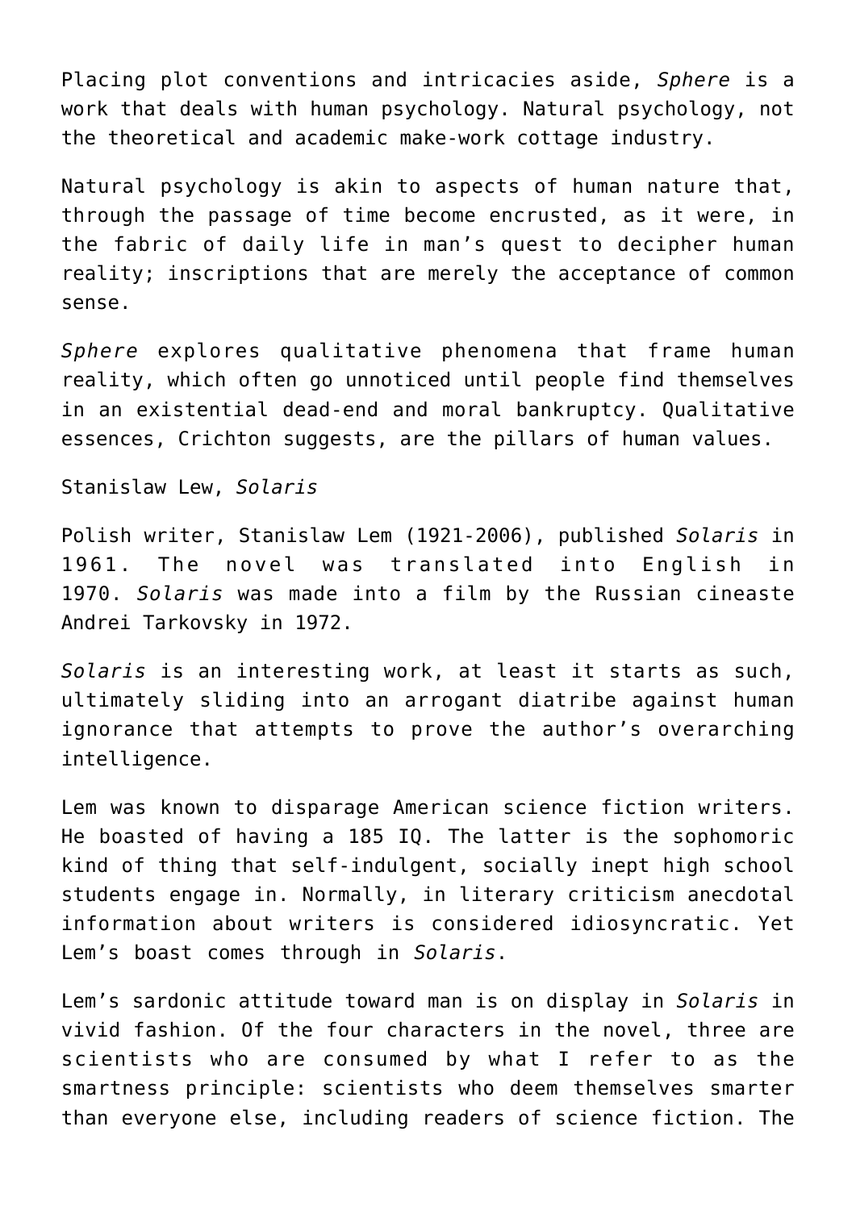Placing plot conventions and intricacies aside, *Sphere* is a work that deals with human psychology. Natural psychology, not the theoretical and academic make-work cottage industry.

Natural psychology is akin to aspects of human nature that, through the passage of time become encrusted, as it were, in the fabric of daily life in man's quest to decipher human reality; inscriptions that are merely the acceptance of common sense.

*Sphere* explores qualitative phenomena that frame human reality, which often go unnoticed until people find themselves in an existential dead-end and moral bankruptcy. Qualitative essences, Crichton suggests, are the pillars of human values.

Stanislaw Lew, *Solaris*

Polish writer, Stanislaw Lem (1921-2006), published *Solaris* in 1961. The novel was translated into English in 1970. *Solaris* was made into a film by the Russian cineaste Andrei Tarkovsky in 1972.

*Solaris* is an interesting work, at least it starts as such, ultimately sliding into an arrogant diatribe against human ignorance that attempts to prove the author's overarching intelligence.

Lem was known to disparage American science fiction writers. He boasted of having a 185 IQ. The latter is the sophomoric kind of thing that self-indulgent, socially inept high school students engage in. Normally, in literary criticism anecdotal information about writers is considered idiosyncratic. Yet Lem's boast comes through in *Solaris*.

Lem's sardonic attitude toward man is on display in *Solaris* in vivid fashion. Of the four characters in the novel, three are scientists who are consumed by what I refer to as the smartness principle: scientists who deem themselves smarter than everyone else, including readers of science fiction. The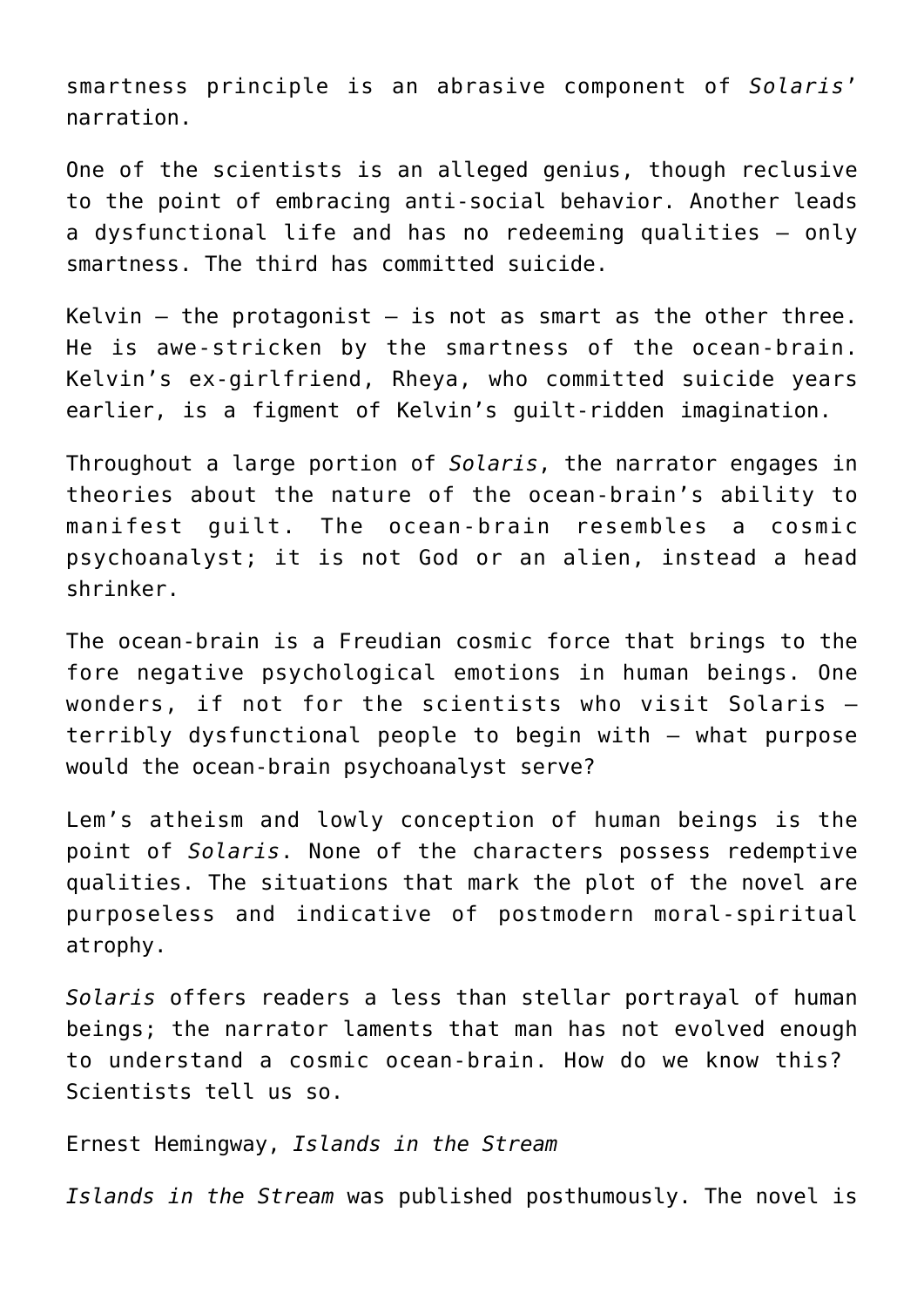smartness principle is an abrasive component of *Solaris*' narration.

One of the scientists is an alleged genius, though reclusive to the point of embracing anti-social behavior. Another leads a dysfunctional life and has no redeeming qualities – only smartness. The third has committed suicide.

Kelvin – the protagonist – is not as smart as the other three. He is awe-stricken by the smartness of the ocean-brain. Kelvin's ex-girlfriend, Rheya, who committed suicide years earlier, is a figment of Kelvin's guilt-ridden imagination.

Throughout a large portion of *Solaris*, the narrator engages in theories about the nature of the ocean-brain's ability to manifest guilt. The ocean-brain resembles a cosmic psychoanalyst; it is not God or an alien, instead a head shrinker.

The ocean-brain is a Freudian cosmic force that brings to the fore negative psychological emotions in human beings. One wonders, if not for the scientists who visit Solaris – terribly dysfunctional people to begin with – what purpose would the ocean-brain psychoanalyst serve?

Lem's atheism and lowly conception of human beings is the point of *Solaris*. None of the characters possess redemptive qualities. The situations that mark the plot of the novel are purposeless and indicative of postmodern moral-spiritual atrophy.

*Solaris* offers readers a less than stellar portrayal of human beings; the narrator laments that man has not evolved enough to understand a cosmic ocean-brain. How do we know this? Scientists tell us so.

Ernest Hemingway, *Islands in the Stream*

*Islands in the Stream* was published posthumously. The novel is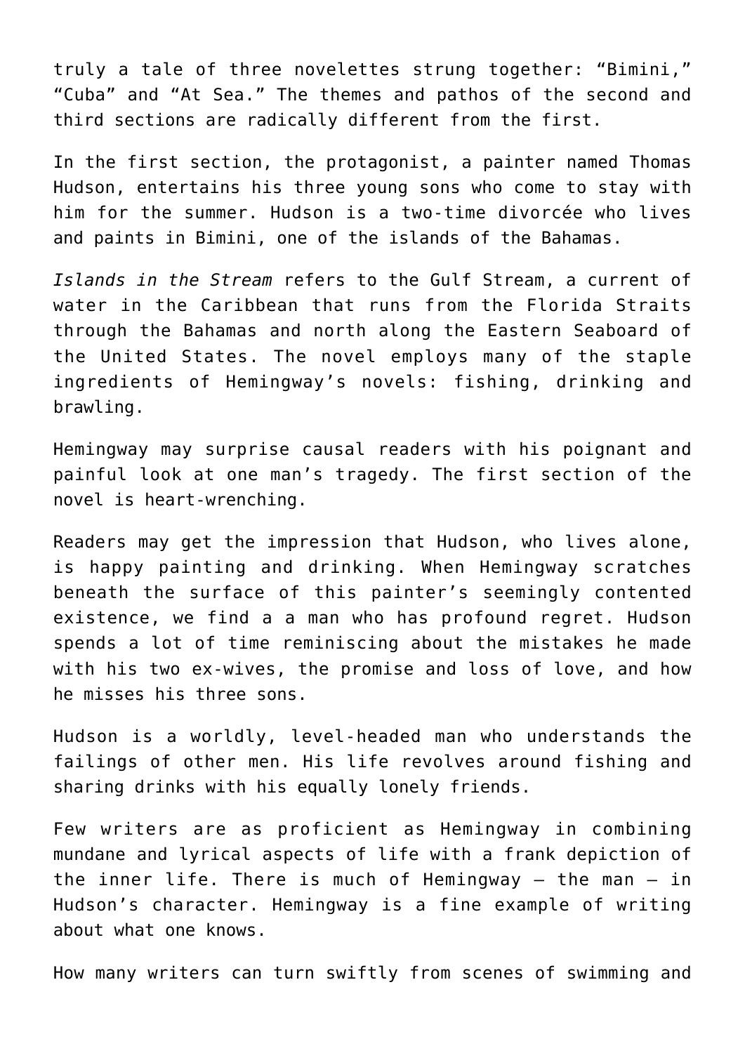truly a tale of three novelettes strung together: “Bimini,” “Cuba” and “At Sea.” The themes and pathos of the second and third sections are radically different from the first.

In the first section, the protagonist, a painter named Thomas Hudson, entertains his three young sons who come to stay with him for the summer. Hudson is a two-time divorcée who lives and paints in Bimini, one of the islands of the Bahamas.

*Islands in the Stream* refers to the Gulf Stream, a current of water in the Caribbean that runs from the Florida Straits through the Bahamas and north along the Eastern Seaboard of the United States. The novel employs many of the staple ingredients of Hemingway’s novels: fishing, drinking and brawling.

Hemingway may surprise causal readers with his poignant and painful look at one man’s tragedy. The first section of the novel is heart-wrenching.

Readers may get the impression that Hudson, who lives alone, is happy painting and drinking. When Hemingway scratches beneath the surface of this painter’s seemingly contented existence, we find a a man who has profound regret. Hudson spends a lot of time reminiscing about the mistakes he made with his two ex-wives, the promise and loss of love, and how he misses his three sons.

Hudson is a worldly, level-headed man who understands the failings of other men. His life revolves around fishing and sharing drinks with his equally lonely friends.

Few writers are as proficient as Hemingway in combining mundane and lyrical aspects of life with a frank depiction of the inner life. There is much of Hemingway – the man – in Hudson’s character. Hemingway is a fine example of writing about what one knows.

How many writers can turn swiftly from scenes of swimming and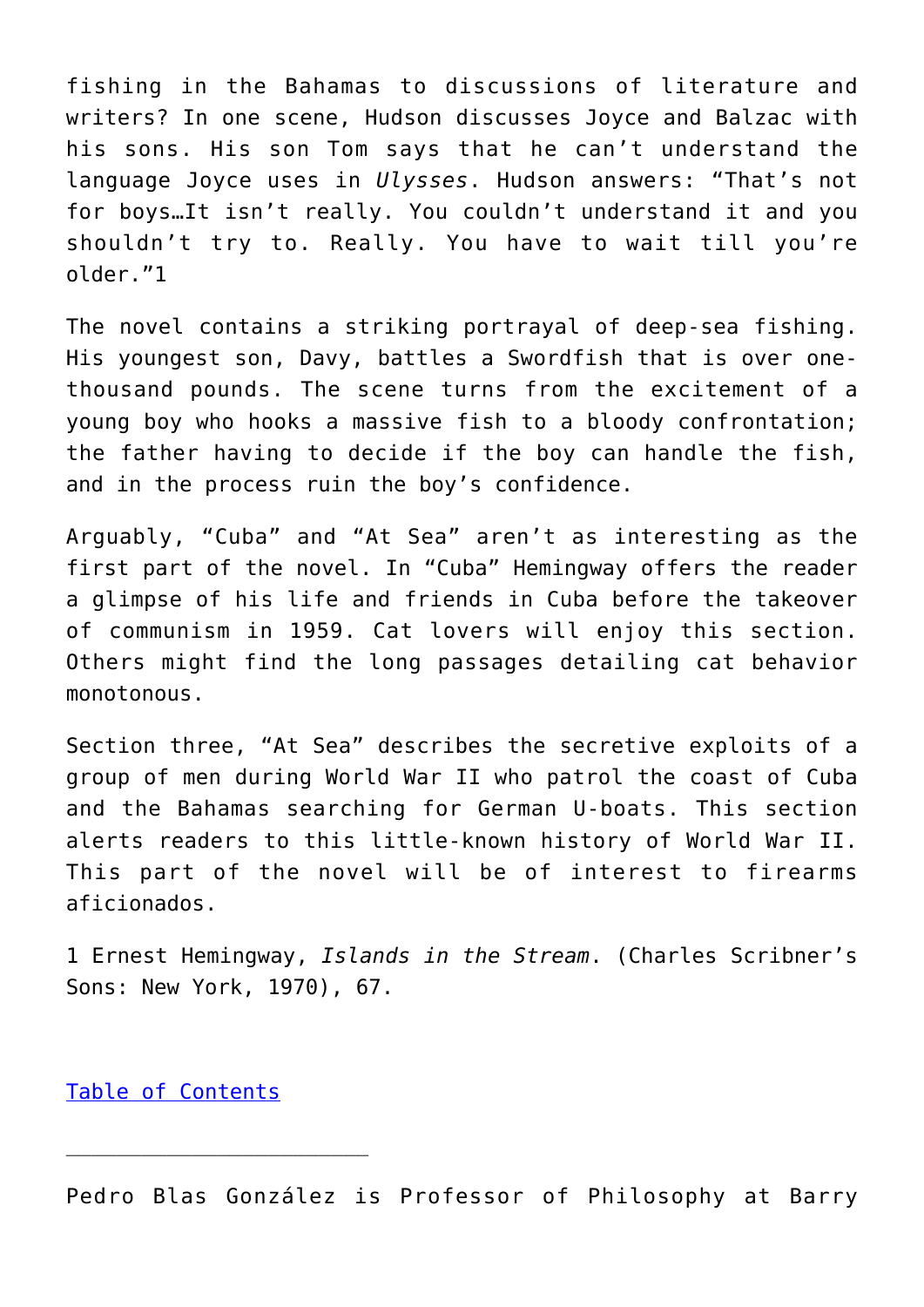fishing in the Bahamas to discussions of literature and writers? In one scene, Hudson discusses Joyce and Balzac with his sons. His son Tom says that he can't understand the language Joyce uses in *Ulysses*. Hudson answers: "That's not for boys…It isn't really. You couldn't understand it and you shouldn't try to. Really. You have to wait till you're older."[1]

The novel contains a striking portrayal of deep-sea fishing. His youngest son, Davy, battles a Swordfish that is over one-thousand pounds. The scene turns from the excitement of a young boy who hooks a massive fish to a bloody confrontation; the father having to decide if the boy can handle the fish, and in the process ruin the boy's confidence.

Arguably, "Cuba" and "At Sea" aren't as interesting as the first part of the novel. In "Cuba" Hemingway offers the reader a glimpse of his life and friends in Cuba before the takeover of communism in 1959. Cat lovers will enjoy this section. Others might find the long passages detailing cat behavior monotonous.

Section three, "At Sea" describes the secretive exploits of a group of men during World War II who patrol the coast of Cuba and the Bahamas searching for German U-boats. This section alerts readers to this little-known history of World War II. This part of the novel will be of interest to firearms aficionados.

1 Ernest Hemingway, *Islands in the Stream*. (Charles Scribner's Sons: New York, 1970), 67.

[Table of Contents]

---

Pedro Blas González is Professor of Philosophy at Barry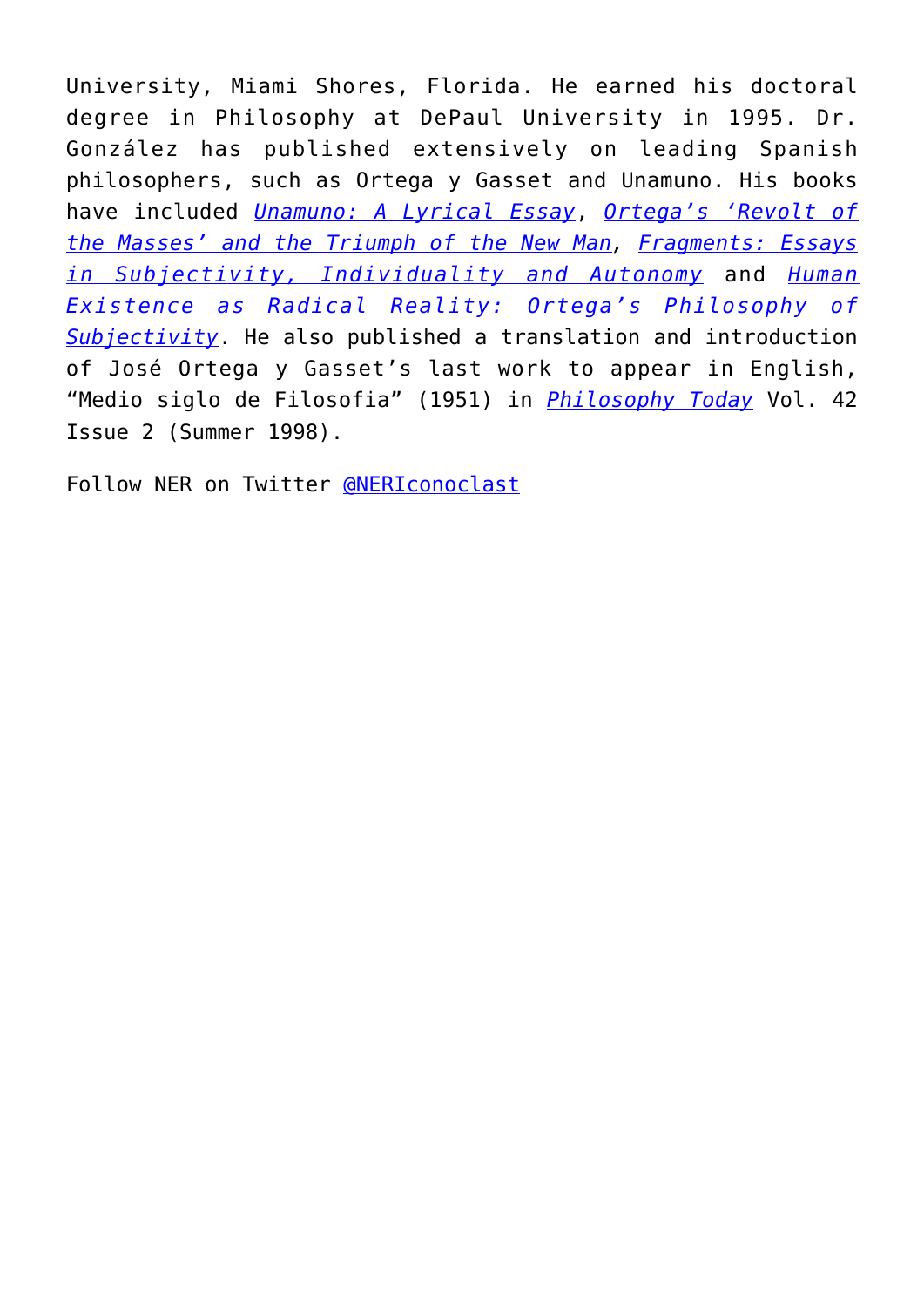University, Miami Shores, Florida. He earned his doctoral degree in Philosophy at DePaul University in 1995. Dr. González has published extensively on leading Spanish philosophers, such as Ortega y Gasset and Unamuno. His books have included *Unamuno: A Lyrical Essay*, *Ortega's 'Revolt of the Masses' and the Triumph of the New Man*, *Fragments: Essays in Subjectivity, Individuality and Autonomy* and *Human Existence as Radical Reality: Ortega's Philosophy of Subjectivity*. He also published a translation and introduction of José Ortega y Gasset's last work to appear in English, "Medio siglo de Filosofia" (1951) in *Philosophy Today* Vol. 42 Issue 2 (Summer 1998).

Follow NER on Twitter @NERIconoclast